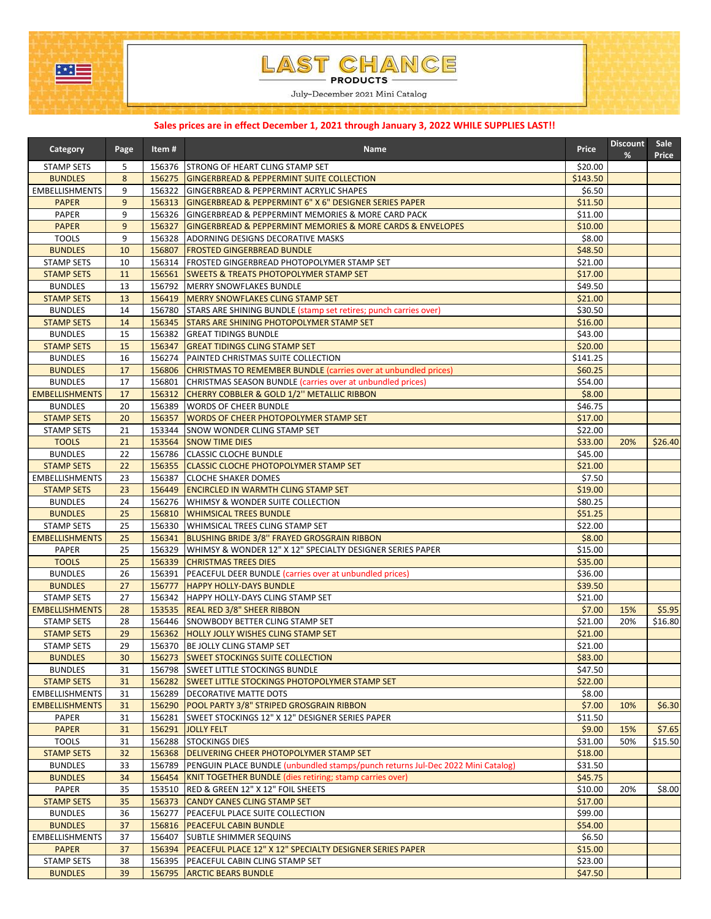# LAST CHANCE

**PRODUCTS**

July–December 2021 Mini Catalog

**Sales prices are in effect December 1, 2021 through January 3, 2022 WHILE SUPPLIES LAST!!**

| Category | Page | Item # | Name | Price | Discount % | Sale Price |
|---|---|---|---|---|---|---|
| STAMP SETS | 5 | 156376 | STRONG OF HEART CLING STAMP SET | $20.00 | | |
| BUNDLES | 8 | 156275 | GINGERBREAD & PEPPERMINT SUITE COLLECTION | $143.50 | | |
| EMBELLISHMENTS | 9 | 156322 | GINGERBREAD & PEPPERMINT ACRYLIC SHAPES | $6.50 | | |
| PAPER | 9 | 156313 | GINGERBREAD & PEPPERMINT 6" X 6" DESIGNER SERIES PAPER | $11.50 | | |
| PAPER | 9 | 156326 | GINGERBREAD & PEPPERMINT MEMORIES & MORE CARD PACK | $11.00 | | |
| PAPER | 9 | 156327 | GINGERBREAD & PEPPERMINT MEMORIES & MORE CARDS & ENVELOPES | $10.00 | | |
| TOOLS | 9 | 156328 | ADORNING DESIGNS DECORATIVE MASKS | $8.00 | | |
| BUNDLES | 10 | 156807 | FROSTED GINGERBREAD BUNDLE | $48.50 | | |
| STAMP SETS | 10 | 156314 | FROSTED GINGERBREAD PHOTOPOLYMER STAMP SET | $21.00 | | |
| STAMP SETS | 11 | 156561 | SWEETS & TREATS PHOTOPOLYMER STAMP SET | $17.00 | | |
| BUNDLES | 13 | 156792 | MERRY SNOWFLAKES BUNDLE | $49.50 | | |
| STAMP SETS | 13 | 156419 | MERRY SNOWFLAKES CLING STAMP SET | $21.00 | | |
| BUNDLES | 14 | 156780 | STARS ARE SHINING BUNDLE (stamp set retires; punch carries over) | $30.50 | | |
| STAMP SETS | 14 | 156345 | STARS ARE SHINING PHOTOPOLYMER STAMP SET | $16.00 | | |
| BUNDLES | 15 | 156382 | GREAT TIDINGS BUNDLE | $43.00 | | |
| STAMP SETS | 15 | 156347 | GREAT TIDINGS CLING STAMP SET | $20.00 | | |
| BUNDLES | 16 | 156274 | PAINTED CHRISTMAS SUITE COLLECTION | $141.25 | | |
| BUNDLES | 17 | 156806 | CHRISTMAS TO REMEMBER BUNDLE (carries over at unbundled prices) | $60.25 | | |
| BUNDLES | 17 | 156801 | CHRISTMAS SEASON BUNDLE (carries over at unbundled prices) | $54.00 | | |
| EMBELLISHMENTS | 17 | 156312 | CHERRY COBBLER & GOLD 1/2" METALLIC RIBBON | $8.00 | | |
| BUNDLES | 20 | 156389 | WORDS OF CHEER BUNDLE | $46.75 | | |
| STAMP SETS | 20 | 156357 | WORDS OF CHEER PHOTOPOLYMER STAMP SET | $17.00 | | |
| STAMP SETS | 21 | 153344 | SNOW WONDER CLING STAMP SET | $22.00 | | |
| TOOLS | 21 | 153564 | SNOW TIME DIES | $33.00 | 20% | $26.40 |
| BUNDLES | 22 | 156786 | CLASSIC CLOCHE BUNDLE | $45.00 | | |
| STAMP SETS | 22 | 156355 | CLASSIC CLOCHE PHOTOPOLYMER STAMP SET | $21.00 | | |
| EMBELLISHMENTS | 23 | 156387 | CLOCHE SHAKER DOMES | $7.50 | | |
| STAMP SETS | 23 | 156449 | ENCIRCLED IN WARMTH CLING STAMP SET | $19.00 | | |
| BUNDLES | 24 | 156276 | WHIMSY & WONDER SUITE COLLECTION | $80.25 | | |
| BUNDLES | 25 | 156810 | WHIMSICAL TREES BUNDLE | $51.25 | | |
| STAMP SETS | 25 | 156330 | WHIMSICAL TREES CLING STAMP SET | $22.00 | | |
| EMBELLISHMENTS | 25 | 156341 | BLUSHING BRIDE 3/8" FRAYED GROSGRAIN RIBBON | $8.00 | | |
| PAPER | 25 | 156329 | WHIMSY & WONDER 12" X 12" SPECIALTY DESIGNER SERIES PAPER | $15.00 | | |
| TOOLS | 25 | 156339 | CHRISTMAS TREES DIES | $35.00 | | |
| BUNDLES | 26 | 156391 | PEACEFUL DEER BUNDLE (carries over at unbundled prices) | $36.00 | | |
| BUNDLES | 27 | 156777 | HAPPY HOLLY-DAYS BUNDLE | $39.50 | | |
| STAMP SETS | 27 | 156342 | HAPPY HOLLY-DAYS CLING STAMP SET | $21.00 | | |
| EMBELLISHMENTS | 28 | 153535 | REAL RED 3/8" SHEER RIBBON | $7.00 | 15% | $5.95 |
| STAMP SETS | 28 | 156446 | SNOWBODY BETTER CLING STAMP SET | $21.00 | 20% | $16.80 |
| STAMP SETS | 29 | 156362 | HOLLY JOLLY WISHES CLING STAMP SET | $21.00 | | |
| STAMP SETS | 29 | 156370 | BE JOLLY CLING STAMP SET | $21.00 | | |
| BUNDLES | 30 | 156273 | SWEET STOCKINGS SUITE COLLECTION | $83.00 | | |
| BUNDLES | 31 | 156798 | SWEET LITTLE STOCKINGS BUNDLE | $47.50 | | |
| STAMP SETS | 31 | 156282 | SWEET LITTLE STOCKINGS PHOTOPOLYMER STAMP SET | $22.00 | | |
| EMBELLISHMENTS | 31 | 156289 | DECORATIVE MATTE DOTS | $8.00 | | |
| EMBELLISHMENTS | 31 | 156290 | POOL PARTY 3/8" STRIPED GROSGRAIN RIBBON | $7.00 | 10% | $6.30 |
| PAPER | 31 | 156281 | SWEET STOCKINGS 12" X 12" DESIGNER SERIES PAPER | $11.50 | | |
| PAPER | 31 | 156291 | JOLLY FELT | $9.00 | 15% | $7.65 |
| TOOLS | 31 | 156288 | STOCKINGS DIES | $31.00 | 50% | $15.50 |
| STAMP SETS | 32 | 156368 | DELIVERING CHEER PHOTOPOLYMER STAMP SET | $18.00 | | |
| BUNDLES | 33 | 156789 | PENGUIN PLACE BUNDLE (unbundled stamps/punch returns Jul-Dec 2022 Mini Catalog) | $31.50 | | |
| BUNDLES | 34 | 156454 | KNIT TOGETHER BUNDLE (dies retiring; stamp carries over) | $45.75 | | |
| PAPER | 35 | 153510 | RED & GREEN 12" X 12" FOIL SHEETS | $10.00 | 20% | $8.00 |
| STAMP SETS | 35 | 156373 | CANDY CANES CLING STAMP SET | $17.00 | | |
| BUNDLES | 36 | 156277 | PEACEFUL PLACE SUITE COLLECTION | $99.00 | | |
| BUNDLES | 37 | 156816 | PEACEFUL CABIN BUNDLE | $54.00 | | |
| EMBELLISHMENTS | 37 | 156407 | SUBTLE SHIMMER SEQUINS | $6.50 | | |
| PAPER | 37 | 156394 | PEACEFUL PLACE 12" X 12" SPECIALTY DESIGNER SERIES PAPER | $15.00 | | |
| STAMP SETS | 38 | 156395 | PEACEFUL CABIN CLING STAMP SET | $23.00 | | |
| BUNDLES | 39 | 156795 | ARCTIC BEARS BUNDLE | $47.50 | | |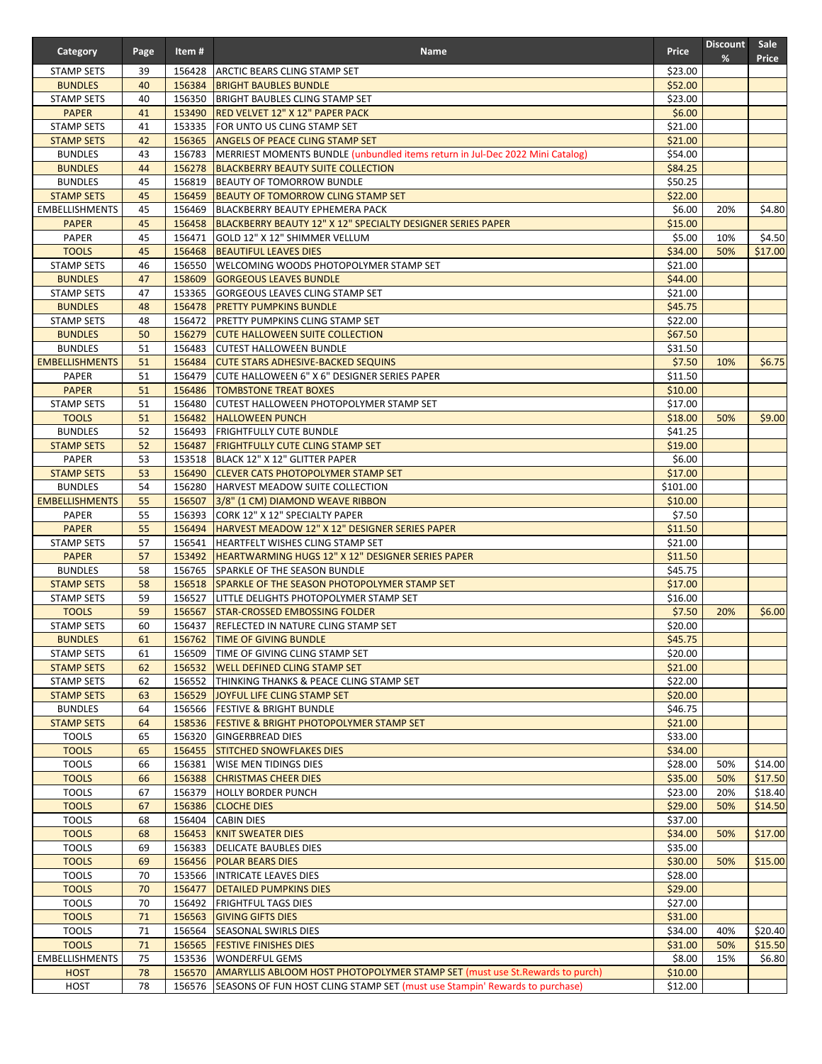| Category | Page | Item # | Name | Price | Discount % | Sale Price |
|---|---|---|---|---|---|---|
| STAMP SETS | 39 | 156428 | ARCTIC BEARS CLING STAMP SET | $23.00 | | |
| BUNDLES | 40 | 156384 | BRIGHT BAUBLES BUNDLE | $52.00 | | |
| STAMP SETS | 40 | 156350 | BRIGHT BAUBLES CLING STAMP SET | $23.00 | | |
| PAPER | 41 | 153490 | RED VELVET 12" X 12" PAPER PACK | $6.00 | | |
| STAMP SETS | 41 | 153335 | FOR UNTO US CLING STAMP SET | $21.00 | | |
| STAMP SETS | 42 | 156365 | ANGELS OF PEACE CLING STAMP SET | $21.00 | | |
| BUNDLES | 43 | 156783 | MERRIEST MOMENTS BUNDLE (unbundled items return in Jul-Dec 2022 Mini Catalog) | $54.00 | | |
| BUNDLES | 44 | 156278 | BLACKBERRY BEAUTY SUITE COLLECTION | $84.25 | | |
| BUNDLES | 45 | 156819 | BEAUTY OF TOMORROW BUNDLE | $50.25 | | |
| STAMP SETS | 45 | 156459 | BEAUTY OF TOMORROW CLING STAMP SET | $22.00 | | |
| EMBELLISHMENTS | 45 | 156469 | BLACKBERRY BEAUTY EPHEMERA PACK | $6.00 | 20% | $4.80 |
| PAPER | 45 | 156458 | BLACKBERRY BEAUTY 12" X 12" SPECIALTY DESIGNER SERIES PAPER | $15.00 | | |
| PAPER | 45 | 156471 | GOLD 12" X 12" SHIMMER VELLUM | $5.00 | 10% | $4.50 |
| TOOLS | 45 | 156468 | BEAUTIFUL LEAVES DIES | $34.00 | 50% | $17.00 |
| STAMP SETS | 46 | 156550 | WELCOMING WOODS PHOTOPOLYMER STAMP SET | $21.00 | | |
| BUNDLES | 47 | 158609 | GORGEOUS LEAVES BUNDLE | $44.00 | | |
| STAMP SETS | 47 | 153365 | GORGEOUS LEAVES CLING STAMP SET | $21.00 | | |
| BUNDLES | 48 | 156478 | PRETTY PUMPKINS BUNDLE | $45.75 | | |
| STAMP SETS | 48 | 156472 | PRETTY PUMPKINS CLING STAMP SET | $22.00 | | |
| BUNDLES | 50 | 156279 | CUTE HALLOWEEN SUITE COLLECTION | $67.50 | | |
| BUNDLES | 51 | 156483 | CUTEST HALLOWEEN BUNDLE | $31.50 | | |
| EMBELLISHMENTS | 51 | 156484 | CUTE STARS ADHESIVE-BACKED SEQUINS | $7.50 | 10% | $6.75 |
| PAPER | 51 | 156479 | CUTE HALLOWEEN 6" X 6" DESIGNER SERIES PAPER | $11.50 | | |
| PAPER | 51 | 156486 | TOMBSTONE TREAT BOXES | $10.00 | | |
| STAMP SETS | 51 | 156480 | CUTEST HALLOWEEN PHOTOPOLYMER STAMP SET | $17.00 | | |
| TOOLS | 51 | 156482 | HALLOWEEN PUNCH | $18.00 | 50% | $9.00 |
| BUNDLES | 52 | 156493 | FRIGHTFULLY CUTE BUNDLE | $41.25 | | |
| STAMP SETS | 52 | 156487 | FRIGHTFULLY CUTE CLING STAMP SET | $19.00 | | |
| PAPER | 53 | 153518 | BLACK 12" X 12" GLITTER PAPER | $6.00 | | |
| STAMP SETS | 53 | 156490 | CLEVER CATS PHOTOPOLYMER STAMP SET | $17.00 | | |
| BUNDLES | 54 | 156280 | HARVEST MEADOW SUITE COLLECTION | $101.00 | | |
| EMBELLISHMENTS | 55 | 156507 | 3/8" (1 CM) DIAMOND WEAVE RIBBON | $10.00 | | |
| PAPER | 55 | 156393 | CORK 12" X 12" SPECIALTY PAPER | $7.50 | | |
| PAPER | 55 | 156494 | HARVEST MEADOW 12" X 12" DESIGNER SERIES PAPER | $11.50 | | |
| STAMP SETS | 57 | 156541 | HEARTFELT WISHES CLING STAMP SET | $21.00 | | |
| PAPER | 57 | 153492 | HEARTWARMING HUGS 12" X 12" DESIGNER SERIES PAPER | $11.50 | | |
| BUNDLES | 58 | 156765 | SPARKLE OF THE SEASON BUNDLE | $45.75 | | |
| STAMP SETS | 58 | 156518 | SPARKLE OF THE SEASON PHOTOPOLYMER STAMP SET | $17.00 | | |
| STAMP SETS | 59 | 156527 | LITTLE DELIGHTS PHOTOPOLYMER STAMP SET | $16.00 | | |
| TOOLS | 59 | 156567 | STAR-CROSSED EMBOSSING FOLDER | $7.50 | 20% | $6.00 |
| STAMP SETS | 60 | 156437 | REFLECTED IN NATURE CLING STAMP SET | $20.00 | | |
| BUNDLES | 61 | 156762 | TIME OF GIVING BUNDLE | $45.75 | | |
| STAMP SETS | 61 | 156509 | TIME OF GIVING CLING STAMP SET | $20.00 | | |
| STAMP SETS | 62 | 156532 | WELL DEFINED CLING STAMP SET | $21.00 | | |
| STAMP SETS | 62 | 156552 | THINKING THANKS & PEACE CLING STAMP SET | $22.00 | | |
| STAMP SETS | 63 | 156529 | JOYFUL LIFE CLING STAMP SET | $20.00 | | |
| BUNDLES | 64 | 156566 | FESTIVE & BRIGHT BUNDLE | $46.75 | | |
| STAMP SETS | 64 | 158536 | FESTIVE & BRIGHT PHOTOPOLYMER STAMP SET | $21.00 | | |
| TOOLS | 65 | 156320 | GINGERBREAD DIES | $33.00 | | |
| TOOLS | 65 | 156455 | STITCHED SNOWFLAKES DIES | $34.00 | | |
| TOOLS | 66 | 156381 | WISE MEN TIDINGS DIES | $28.00 | 50% | $14.00 |
| TOOLS | 66 | 156388 | CHRISTMAS CHEER DIES | $35.00 | 50% | $17.50 |
| TOOLS | 67 | 156379 | HOLLY BORDER PUNCH | $23.00 | 20% | $18.40 |
| TOOLS | 67 | 156386 | CLOCHE DIES | $29.00 | 50% | $14.50 |
| TOOLS | 68 | 156404 | CABIN DIES | $37.00 | | |
| TOOLS | 68 | 156453 | KNIT SWEATER DIES | $34.00 | 50% | $17.00 |
| TOOLS | 69 | 156383 | DELICATE BAUBLES DIES | $35.00 | | |
| TOOLS | 69 | 156456 | POLAR BEARS DIES | $30.00 | 50% | $15.00 |
| TOOLS | 70 | 153566 | INTRICATE LEAVES DIES | $28.00 | | |
| TOOLS | 70 | 156477 | DETAILED PUMPKINS DIES | $29.00 | | |
| TOOLS | 70 | 156492 | FRIGHTFUL TAGS DIES | $27.00 | | |
| TOOLS | 71 | 156563 | GIVING GIFTS DIES | $31.00 | | |
| TOOLS | 71 | 156564 | SEASONAL SWIRLS DIES | $34.00 | 40% | $20.40 |
| TOOLS | 71 | 156565 | FESTIVE FINISHES DIES | $31.00 | 50% | $15.50 |
| EMBELLISHMENTS | 75 | 153536 | WONDERFUL GEMS | $8.00 | 15% | $6.80 |
| HOST | 78 | 156570 | AMARYLLIS ABLOOM HOST PHOTOPOLYMER STAMP SET (must use St.Rewards to purch) | $10.00 | | |
| HOST | 78 | 156576 | SEASONS OF FUN HOST CLING STAMP SET (must use Stampin' Rewards to purchase) | $12.00 | | |